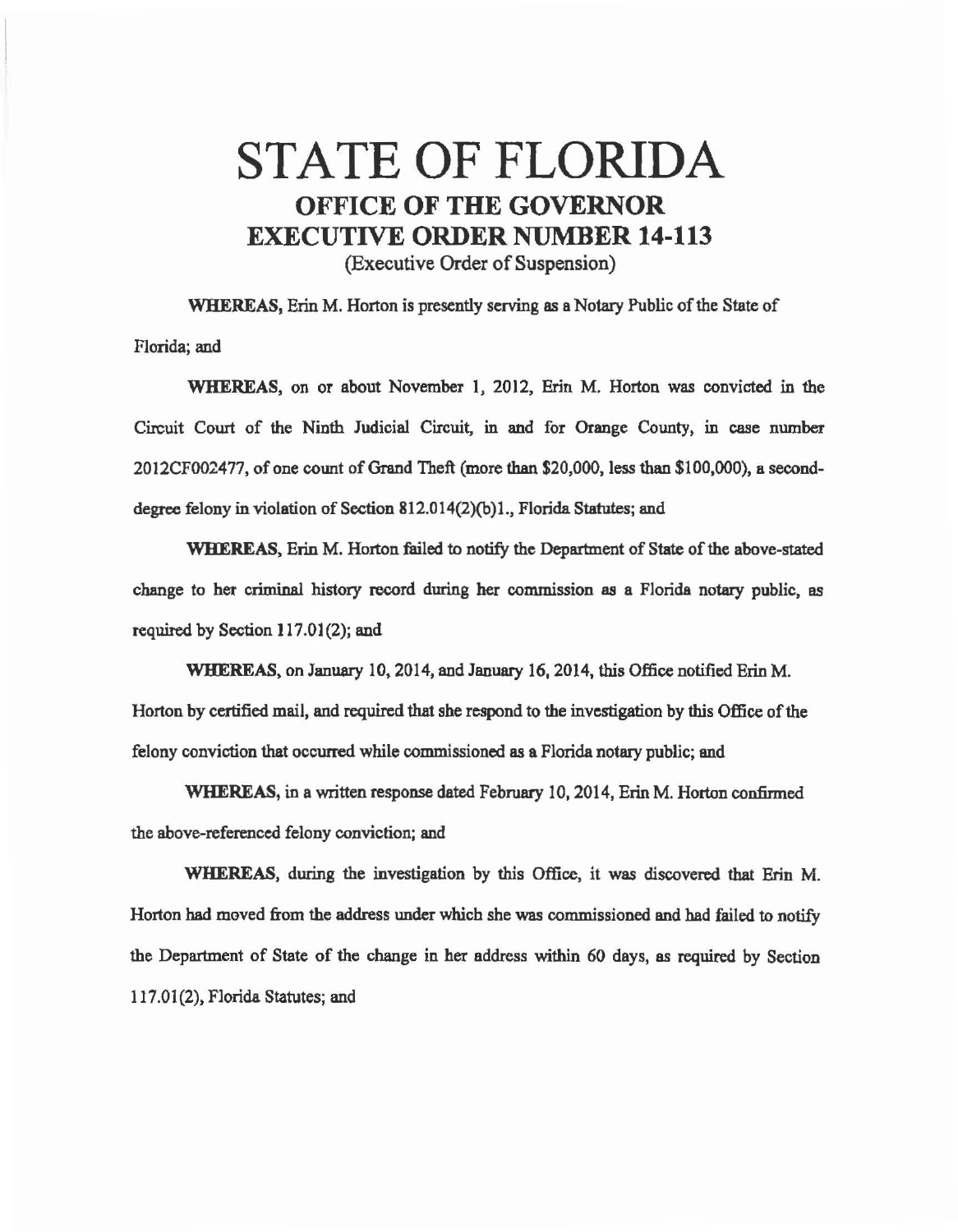# STATE OF FLORIDA

## OFFICE OF THE GOVERNOR

## EXECUTIVE ORDER NUMBER 14-113

(Executive Order of Suspension)

**WHEREAS,** Erin M. Horton is presently serving as a Notary Public of the State of Florida; and

**WHEREAS,** on or about November 1, 2012, Erin M. Horton was convicted in the Circuit Court of the Ninth Judicial Circuit, in and for Orange County, in case number 2012CF002477, of one count of Grand Theft (more than $20,000, less than $100,000), a second-degree felony in violation of Section 812.014(2)(b)1., Florida Statutes; and

**WHEREAS,** Erin M. Horton failed to notify the Department of State of the above-stated change to her criminal history record during her commission as a Florida notary public, as required by Section 117.01(2); and

**WHEREAS,** on January 10, 2014, and January 16, 2014, this Office notified Erin M. Horton by certified mail, and required that she respond to the investigation by this Office of the felony conviction that occurred while commissioned as a Florida notary public; and

**WHEREAS,** in a written response dated February 10, 2014, Erin M. Horton confirmed the above-referenced felony conviction; and

**WHEREAS,** during the investigation by this Office, it was discovered that Erin M. Horton had moved from the address under which she was commissioned and had failed to notify the Department of State of the change in her address within 60 days, as required by Section 117.01(2), Florida Statutes; and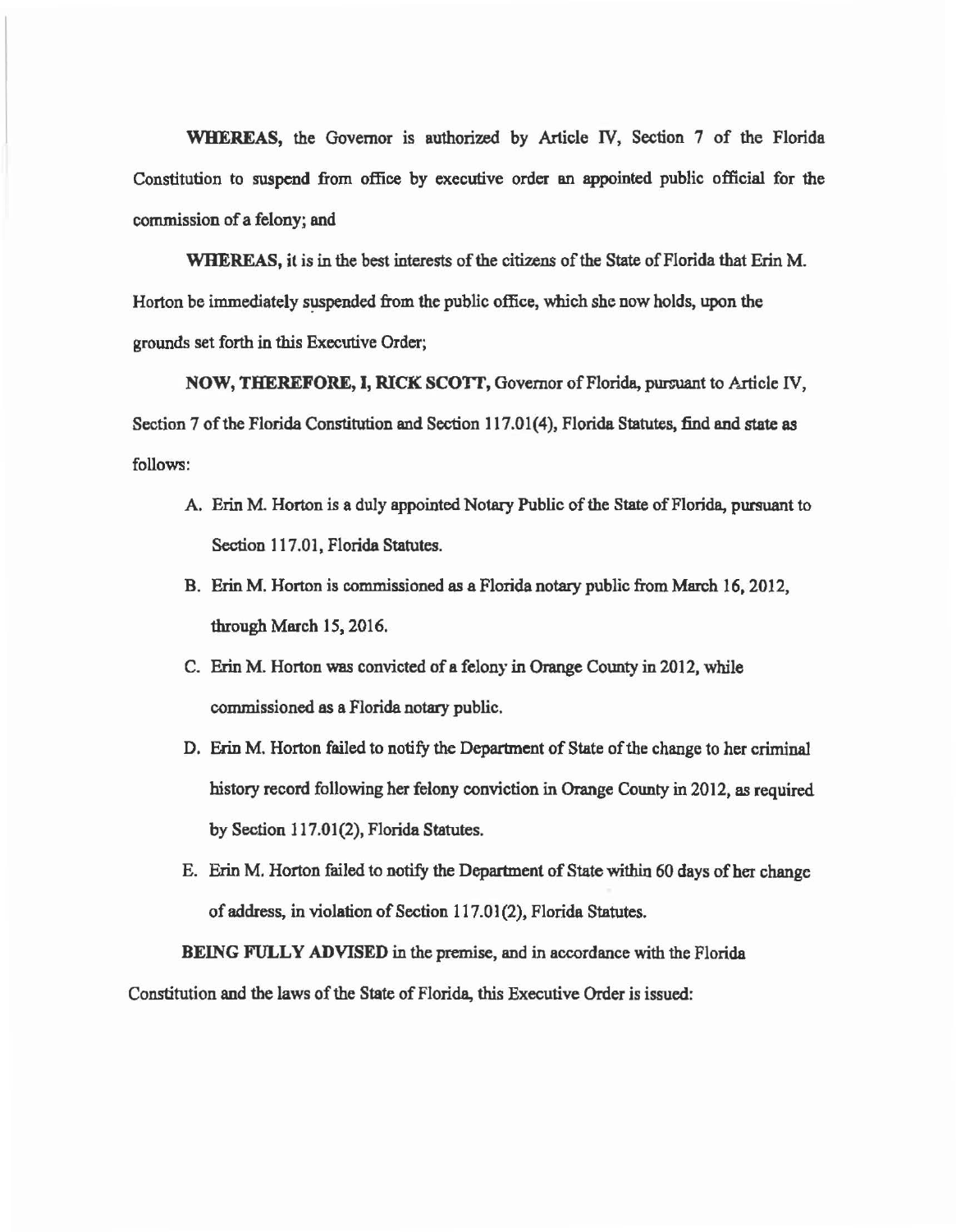**WHEREAS,** the Governor is authorized by Article IV, Section 7 of the Florida Constitution to suspend from office by executive order an appointed public official for the commission of a felony; and

**WHEREAS,** it is in the best interests of the citizens of the State of Florida that Erin M. Horton be immediately suspended from the public office, which she now holds, upon the grounds set forth in this Executive Order;

**NOW, THEREFORE, I, RICK SCOTT,** Governor of Florida, pursuant to Article IV, Section 7 of the Florida Constitution and Section 117.01(4), Florida Statutes, find and state as follows:

A. Erin M. Horton is a duly appointed Notary Public of the State of Florida, pursuant to Section 117.01, Florida Statutes.

B. Erin M. Horton is commissioned as a Florida notary public from March 16, 2012, through March 15, 2016.

C. Erin M. Horton was convicted of a felony in Orange County in 2012, while commissioned as a Florida notary public.

D. Erin M. Horton failed to notify the Department of State of the change to her criminal history record following her felony conviction in Orange County in 2012, as required by Section 117.01(2), Florida Statutes.

E. Erin M. Horton failed to notify the Department of State within 60 days of her change of address, in violation of Section 117.01(2), Florida Statutes.

**BEING FULLY ADVISED** in the premise, and in accordance with the Florida Constitution and the laws of the State of Florida, this Executive Order is issued: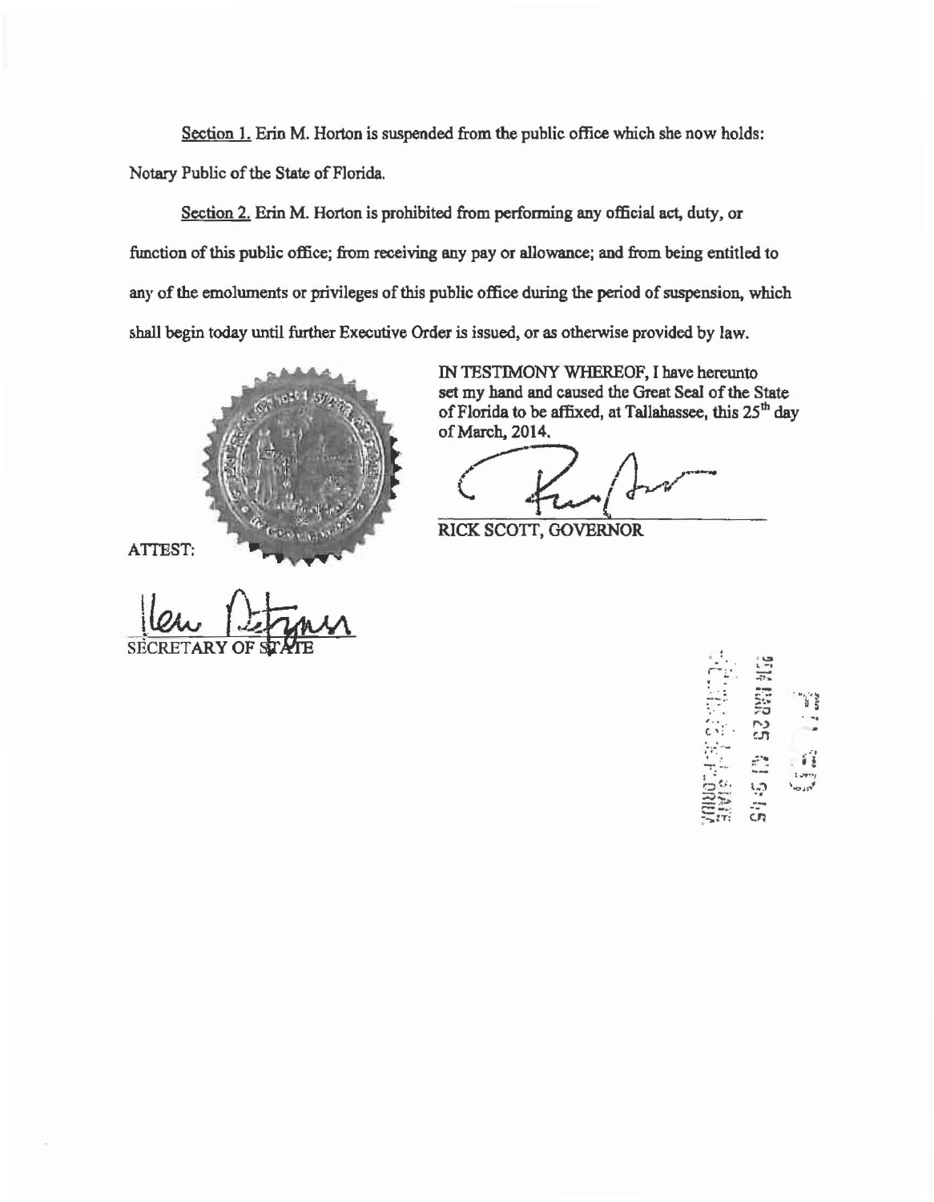Section 1. Erin M. Horton is suspended from the public office which she now holds: Notary Public of the State of Florida.

Section 2. Erin M. Horton is prohibited from performing any official act, duty, or function of this public office; from receiving any pay or allowance; and from being entitled to any of the emoluments or privileges of this public office during the period of suspension, which shall begin today until further Executive Order is issued, or as otherwise provided by law.

IN TESTIMONY WHEREOF, I have hereunto set my hand and caused the Great Seal of the State of Florida to be affixed, at Tallahassee, this 25th day of March, 2014.

RICK SCOTT, GOVERNOR

ATTEST:

SECRETARY OF STATE

2014 MAR 25 AM 9:45

FILED